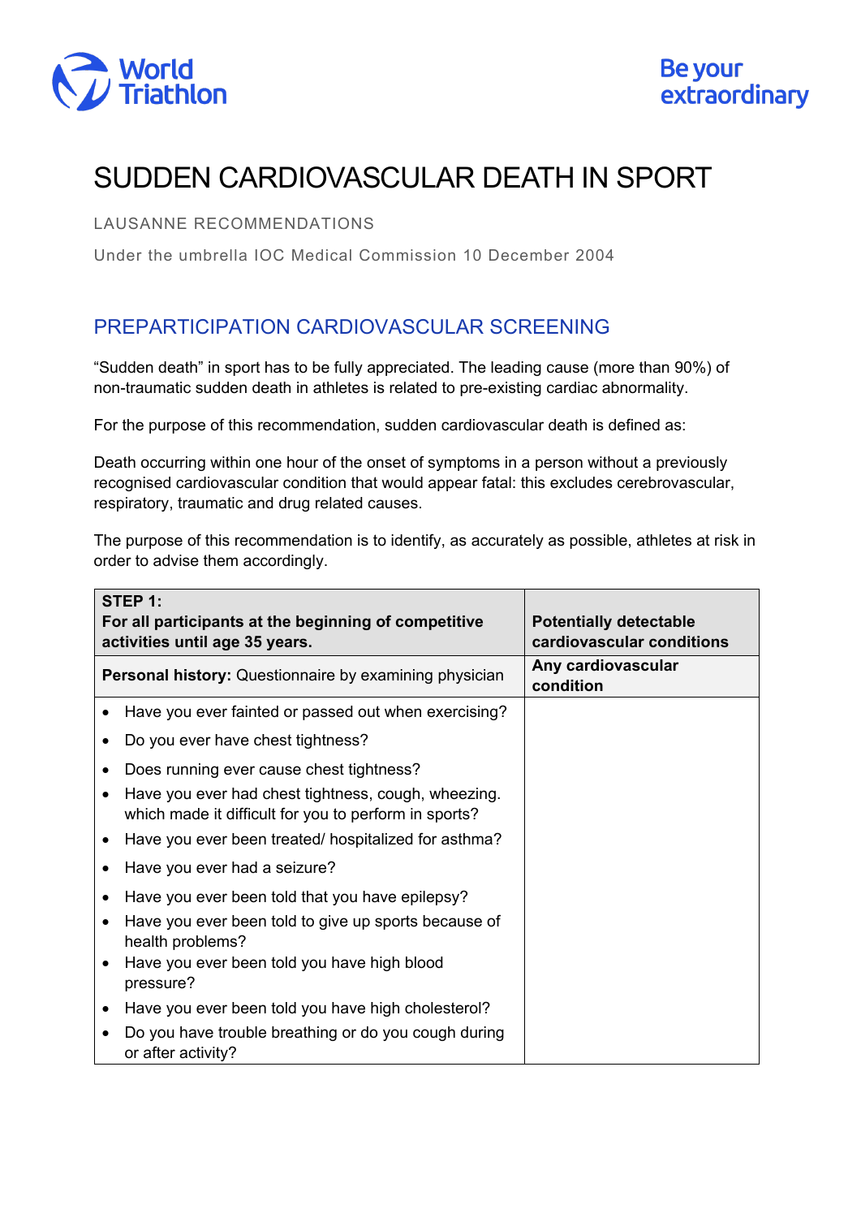# SUDDEN CARDIOVASCULAR DEATH IN SPORT

LAUSANNE RECOMMENDATIONS

Under the umbrella IOC Medical Commission 10 December 2004

## PREPARTICIPATION CARDIOVASCULAR SCREENING

“Sudden death” in sport has to be fully appreciated. The leading cause (more than 90%) of non-traumatic sudden death in athletes is related to pre-existing cardiac abnormality.

For the purpose of this recommendation, sudden cardiovascular death is defined as:

Death occurring within one hour of the onset of symptoms in a person without a previously recognised cardiovascular condition that would appear fatal: this excludes cerebrovascular, respiratory, traumatic and drug related causes.

The purpose of this recommendation is to identify, as accurately as possible, athletes at risk in order to advise them accordingly.

| **STEP 1:** **For all participants at the beginning of competitive activities until age 35 years.** | **Potentially detectable cardiovascular conditions** |
|---|---|
| **Personal history:** Questionnaire by examining physician | **Any cardiovascular condition** |
| • Have you ever fainted or passed out when exercising?<br>• Do you ever have chest tightness?<br>• Does running ever cause chest tightness?<br>• Have you ever had chest tightness, cough, wheezing. which made it difficult for you to perform in sports?<br>• Have you ever been treated/ hospitalized for asthma?<br>• Have you ever had a seizure?<br>• Have you ever been told that you have epilepsy?<br>• Have you ever been told to give up sports because of health problems?<br>• Have you ever been told you have high blood pressure?<br>• Have you ever been told you have high cholesterol?<br>• Do you have trouble breathing or do you cough during or after activity? | |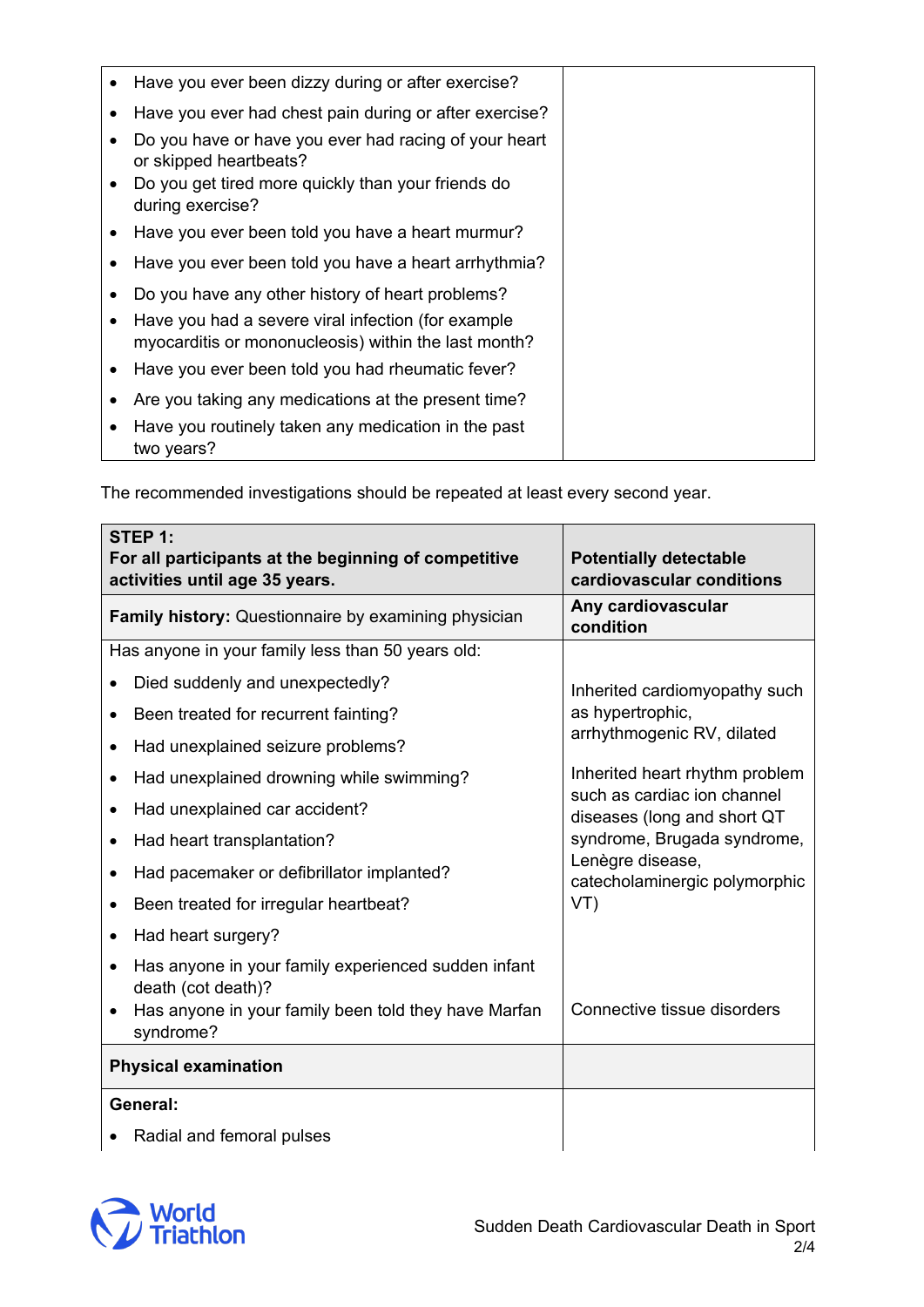| | |
|---|---|
| • Have you ever been dizzy during or after exercise?<br>• Have you ever had chest pain during or after exercise?<br>• Do you have or have you ever had racing of your heart or skipped heartbeats?<br>• Do you get tired more quickly than your friends do during exercise?<br>• Have you ever been told you have a heart murmur?<br>• Have you ever been told you have a heart arrhythmia?<br>• Do you have any other history of heart problems?<br>• Have you had a severe viral infection (for example myocarditis or mononucleosis) within the last month?<br>• Have you ever been told you had rheumatic fever?<br>• Are you taking any medications at the present time?<br>• Have you routinely taken any medication in the past two years? | |

The recommended investigations should be repeated at least every second year.

| **STEP 1:**<br>**For all participants at the beginning of competitive activities until age 35 years.** | **Potentially detectable cardiovascular conditions** |
|---|---|
| **Family history:** Questionnaire by examining physician | **Any cardiovascular condition** |
| Has anyone in your family less than 50 years old:<br>• Died suddenly and unexpectedly?<br>• Been treated for recurrent fainting?<br>• Had unexplained seizure problems?<br>• Had unexplained drowning while swimming?<br>• Had unexplained car accident?<br>• Had heart transplantation?<br>• Had pacemaker or defibrillator implanted?<br>• Been treated for irregular heartbeat?<br>• Had heart surgery?<br>• Has anyone in your family experienced sudden infant death (cot death)?<br>• Has anyone in your family been told they have Marfan syndrome? | Inherited cardiomyopathy such as hypertrophic, arrhythmogenic RV, dilated<br><br>Inherited heart rhythm problem such as cardiac ion channel diseases (long and short QT syndrome, Brugada syndrome, Lenègre disease, catecholaminergic polymorphic VT)<br><br>Connective tissue disorders |
| **Physical examination** | |
| **General:**<br>• Radial and femoral pulses | |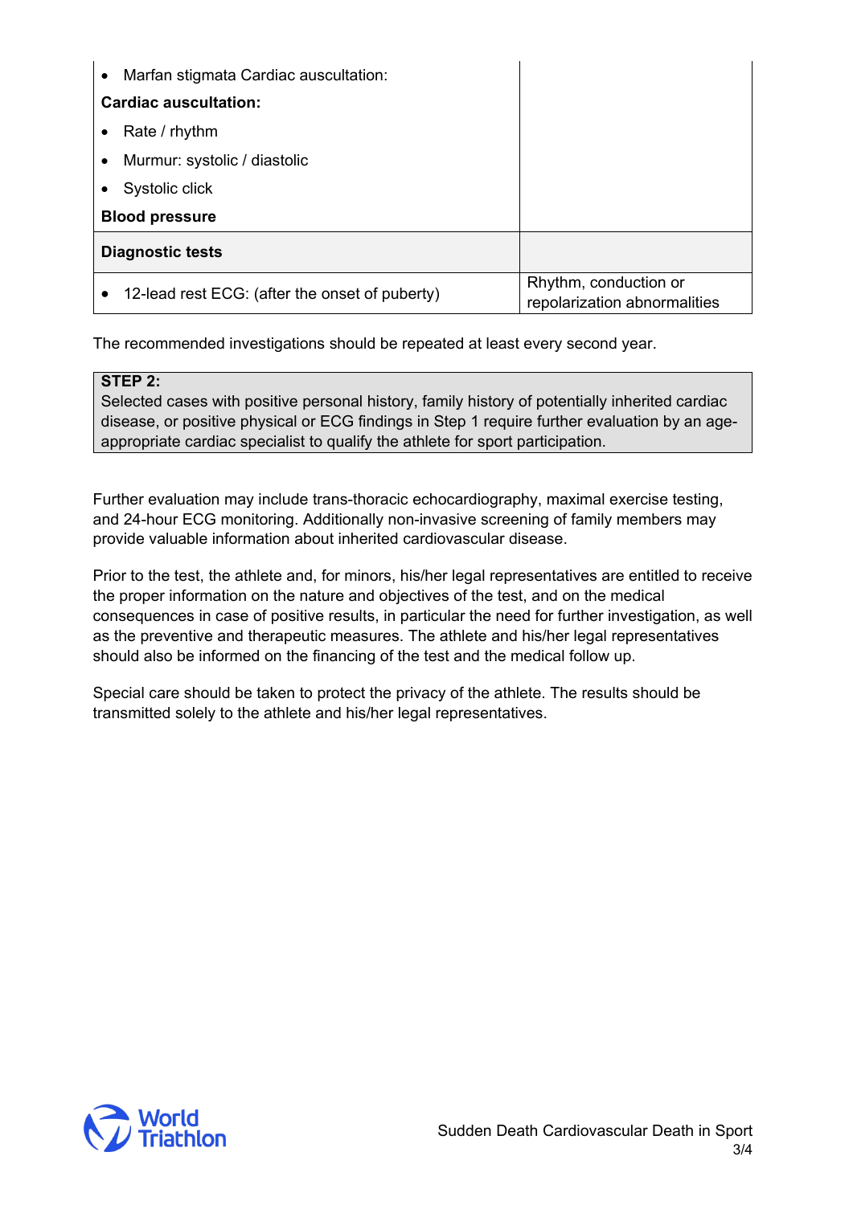| | |
|---|---|
| • Marfan stigmata Cardiac auscultation:<br>**Cardiac auscultation:**<br>• Rate / rhythm<br>• Murmur: systolic / diastolic<br>• Systolic click<br>**Blood pressure** | |
| **Diagnostic tests** | |
| • 12-lead rest ECG: (after the onset of puberty) | Rhythm, conduction or repolarization abnormalities |

The recommended investigations should be repeated at least every second year.

**STEP 2:**
Selected cases with positive personal history, family history of potentially inherited cardiac disease, or positive physical or ECG findings in Step 1 require further evaluation by an age-appropriate cardiac specialist to qualify the athlete for sport participation.

Further evaluation may include trans-thoracic echocardiography, maximal exercise testing, and 24-hour ECG monitoring. Additionally non-invasive screening of family members may provide valuable information about inherited cardiovascular disease.

Prior to the test, the athlete and, for minors, his/her legal representatives are entitled to receive the proper information on the nature and objectives of the test, and on the medical consequences in case of positive results, in particular the need for further investigation, as well as the preventive and therapeutic measures. The athlete and his/her legal representatives should also be informed on the financing of the test and the medical follow up.

Special care should be taken to protect the privacy of the athlete. The results should be transmitted solely to the athlete and his/her legal representatives.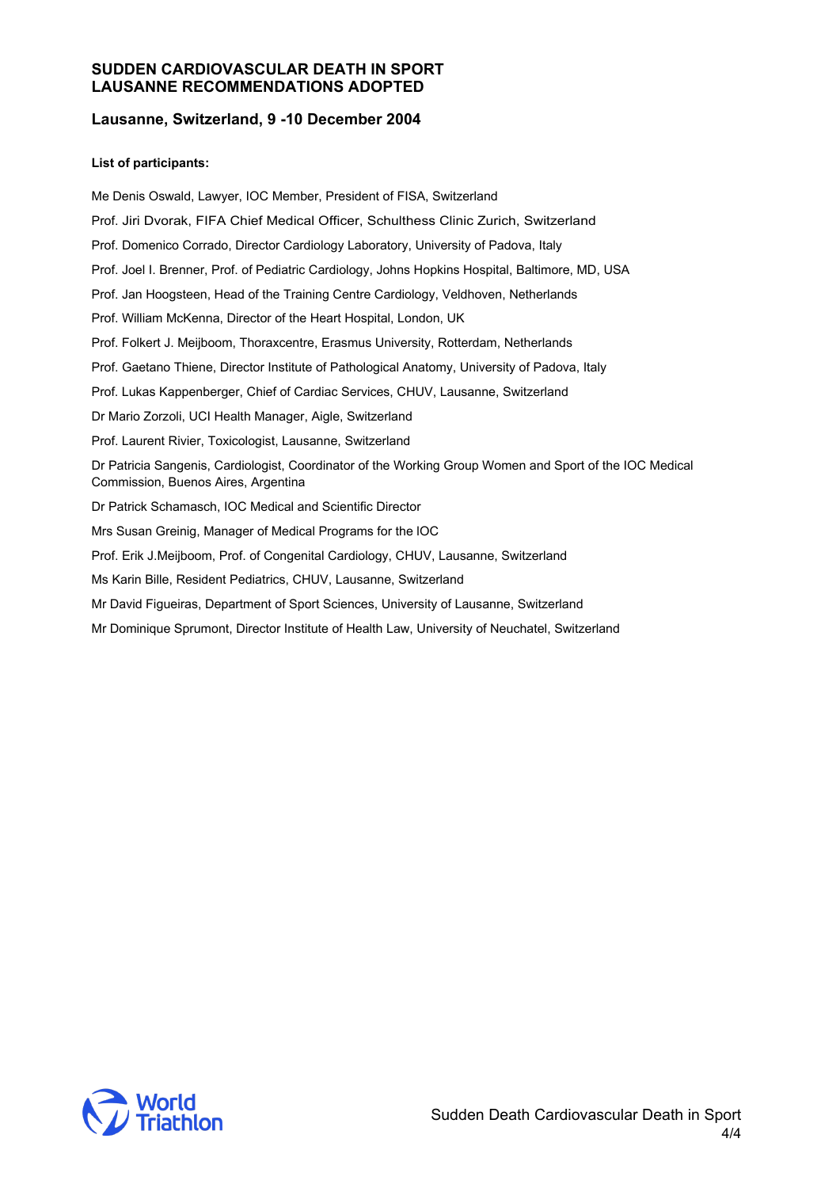**SUDDEN CARDIOVASCULAR DEATH IN SPORT**
**LAUSANNE RECOMMENDATIONS ADOPTED**

**Lausanne, Switzerland, 9 -10 December 2004**

**List of participants:**

Me Denis Oswald, Lawyer, IOC Member, President of FISA, Switzerland

Prof. Jiri Dvorak, FIFA Chief Medical Officer, Schulthess Clinic Zurich, Switzerland

Prof. Domenico Corrado, Director Cardiology Laboratory, University of Padova, Italy

Prof. Joel I. Brenner, Prof. of Pediatric Cardiology, Johns Hopkins Hospital, Baltimore, MD, USA

Prof. Jan Hoogsteen, Head of the Training Centre Cardiology, Veldhoven, Netherlands

Prof. William McKenna, Director of the Heart Hospital, London, UK

Prof. Folkert J. Meijboom, Thoraxcentre, Erasmus University, Rotterdam, Netherlands

Prof. Gaetano Thiene, Director Institute of Pathological Anatomy, University of Padova, Italy

Prof. Lukas Kappenberger, Chief of Cardiac Services, CHUV, Lausanne, Switzerland

Dr Mario Zorzoli, UCI Health Manager, Aigle, Switzerland

Prof. Laurent Rivier, Toxicologist, Lausanne, Switzerland

Dr Patricia Sangenis, Cardiologist, Coordinator of the Working Group Women and Sport of the IOC Medical Commission, Buenos Aires, Argentina

Dr Patrick Schamasch, IOC Medical and Scientific Director

Mrs Susan Greinig, Manager of Medical Programs for the IOC

Prof. Erik J.Meijboom, Prof. of Congenital Cardiology, CHUV, Lausanne, Switzerland

Ms Karin Bille, Resident Pediatrics, CHUV, Lausanne, Switzerland

Mr David Figueiras, Department of Sport Sciences, University of Lausanne, Switzerland

Mr Dominique Sprumont, Director Institute of Health Law, University of Neuchatel, Switzerland